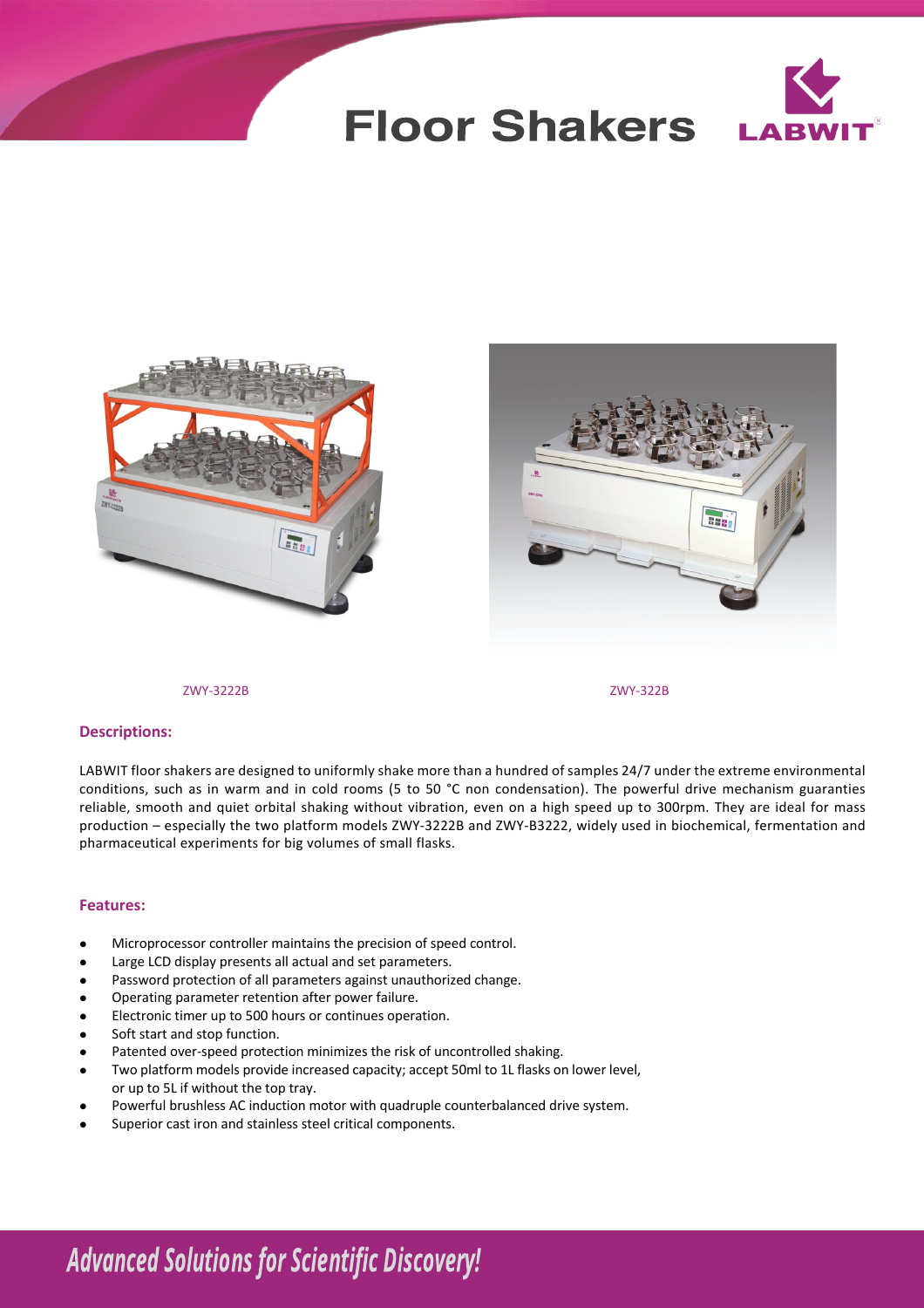# Floor Shakers

ZWY-3222B

ZWY-322B

### Descriptions:

LABWIT floor shakers are designed to uniformly shake more than a hundred of samples 24/7 under the extreme environmental conditions, such as in warm and in cold rooms (5 to 50 °C non condensation). The powerful drive mechanism guaranties reliable, smooth and quiet orbital shaking without vibration, even on a high speed up to 300rpm. They are ideal for mass production – especially the two platform models ZWY-3222B and ZWY-B3222, widely used in biochemical, fermentation and pharmaceutical experiments for big volumes of small flasks.

### Features:

- Microprocessor controller maintains the precision of speed control.
- Large LCD display presents all actual and set parameters.
- Password protection of all parameters against unauthorized change.
- Operating parameter retention after power failure.
- Electronic timer up to 500 hours or continues operation.
- Soft start and stop function.
- Patented over-speed protection minimizes the risk of uncontrolled shaking.
- Two platform models provide increased capacity; accept 50ml to 1L flasks on lower level, or up to 5L if without the top tray.
- Powerful brushless AC induction motor with quadruple counterbalanced drive system.
- Superior cast iron and stainless steel critical components.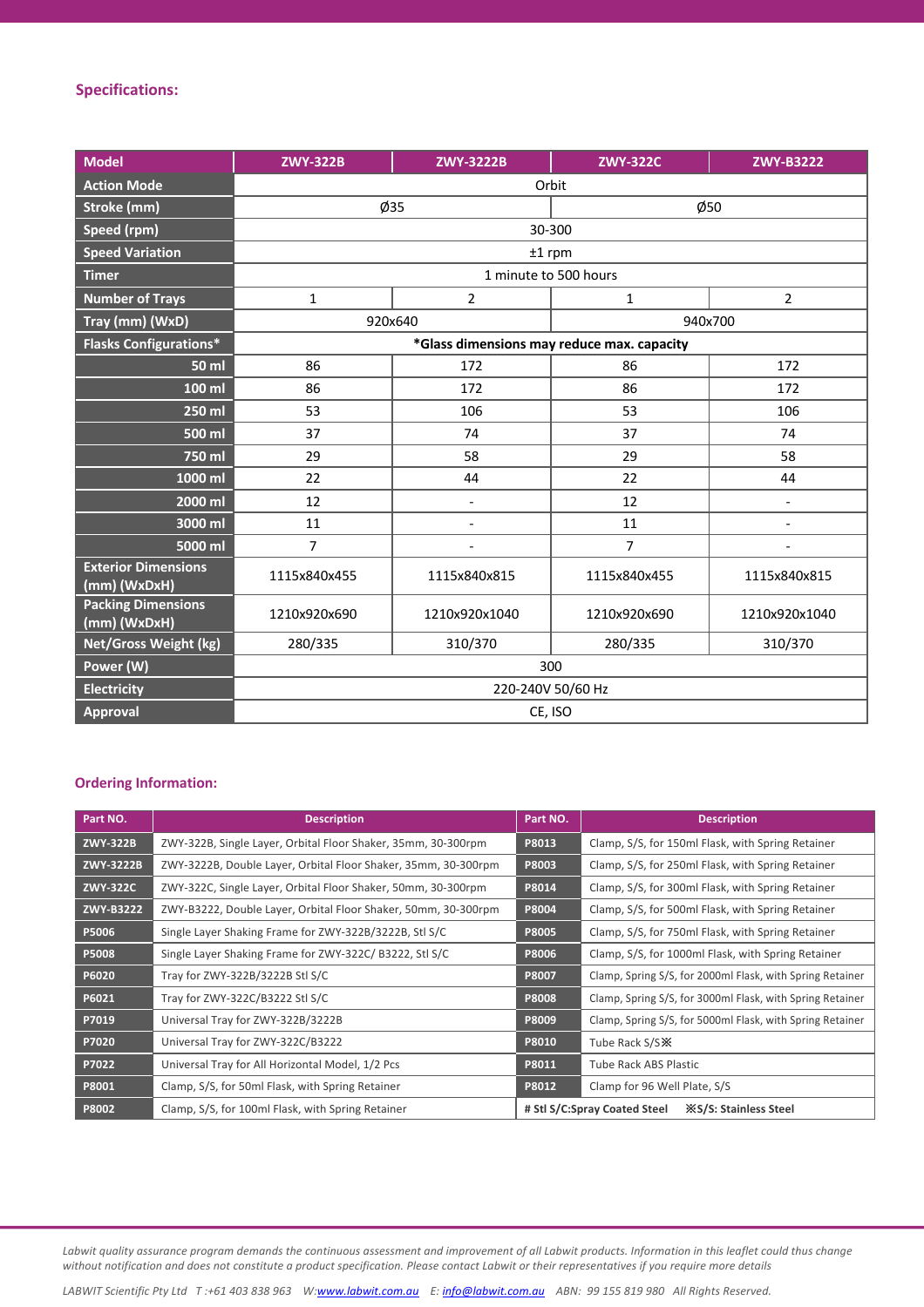## Specifications:

| Model | ZWY-322B | ZWY-3222B | ZWY-322C | ZWY-B3222 |
|---|---|---|---|---|
| Action Mode | Orbit | | | |
| Stroke (mm) | Ø35 | | Ø50 | |
| Speed (rpm) | 30-300 | | | |
| Speed Variation | ±1 rpm | | | |
| Timer | 1 minute to 500 hours | | | |
| Number of Trays | 1 | 2 | 1 | 2 |
| Tray (mm) (WxD) | 920x640 | | 940x700 | |
| Flasks Configurations* | *Glass dimensions may reduce max. capacity | | | |
| 50 ml | 86 | 172 | 86 | 172 |
| 100 ml | 86 | 172 | 86 | 172 |
| 250 ml | 53 | 106 | 53 | 106 |
| 500 ml | 37 | 74 | 37 | 74 |
| 750 ml | 29 | 58 | 29 | 58 |
| 1000 ml | 22 | 44 | 22 | 44 |
| 2000 ml | 12 | - | 12 | - |
| 3000 ml | 11 | - | 11 | - |
| 5000 ml | 7 | - | 7 | - |
| Exterior Dimensions (mm) (WxDxH) | 1115x840x455 | 1115x840x815 | 1115x840x455 | 1115x840x815 |
| Packing Dimensions (mm) (WxDxH) | 1210x920x690 | 1210x920x1040 | 1210x920x690 | 1210x920x1040 |
| Net/Gross Weight (kg) | 280/335 | 310/370 | 280/335 | 310/370 |
| Power (W) | 300 | | | |
| Electricity | 220-240V 50/60 Hz | | | |
| Approval | CE, ISO | | | |

## Ordering Information:

| Part NO. | Description | Part NO. | Description |
|---|---|---|---|
| ZWY-322B | ZWY-322B, Single Layer, Orbital Floor Shaker, 35mm, 30-300rpm | P8013 | Clamp, S/S, for 150ml Flask, with Spring Retainer |
| ZWY-3222B | ZWY-3222B, Double Layer, Orbital Floor Shaker, 35mm, 30-300rpm | P8003 | Clamp, S/S, for 250ml Flask, with Spring Retainer |
| ZWY-322C | ZWY-322C, Single Layer, Orbital Floor Shaker, 50mm, 30-300rpm | P8014 | Clamp, S/S, for 300ml Flask, with Spring Retainer |
| ZWY-B3222 | ZWY-B3222, Double Layer, Orbital Floor Shaker, 50mm, 30-300rpm | P8004 | Clamp, S/S, for 500ml Flask, with Spring Retainer |
| P5006 | Single Layer Shaking Frame for ZWY-322B/3222B, Stl S/C | P8005 | Clamp, S/S, for 750ml Flask, with Spring Retainer |
| P5008 | Single Layer Shaking Frame for ZWY-322C/ B3222, Stl S/C | P8006 | Clamp, S/S, for 1000ml Flask, with Spring Retainer |
| P6020 | Tray for ZWY-322B/3222B Stl S/C | P8007 | Clamp, Spring S/S, for 2000ml Flask, with Spring Retainer |
| P6021 | Tray for ZWY-322C/B3222 Stl S/C | P8008 | Clamp, Spring S/S, for 3000ml Flask, with Spring Retainer |
| P7019 | Universal Tray for ZWY-322B/3222B | P8009 | Clamp, Spring S/S, for 5000ml Flask, with Spring Retainer |
| P7020 | Universal Tray for ZWY-322C/B3222 | P8010 | Tube Rack S/S※ |
| P7022 | Universal Tray for All Horizontal Model, 1/2 Pcs | P8011 | Tube Rack ABS Plastic |
| P8001 | Clamp, S/S, for 50ml Flask, with Spring Retainer | P8012 | Clamp for 96 Well Plate, S/S |
| P8002 | Clamp, S/S, for 100ml Flask, with Spring Retainer | # Stl S/C:Spray Coated Steel | ※S/S: Stainless Steel |

*Labwit quality assurance program demands the continuous assessment and improvement of all Labwit products. Information in this leaflet could thus change without notification and does not constitute a product specification. Please contact Labwit or their representatives if you require more details*

*LABWIT Scientific Pty Ltd T :+61 403 838 963 W:www.labwit.com.au E: info@labwit.com.au ABN: 99 155 819 980 All Rights Reserved.*